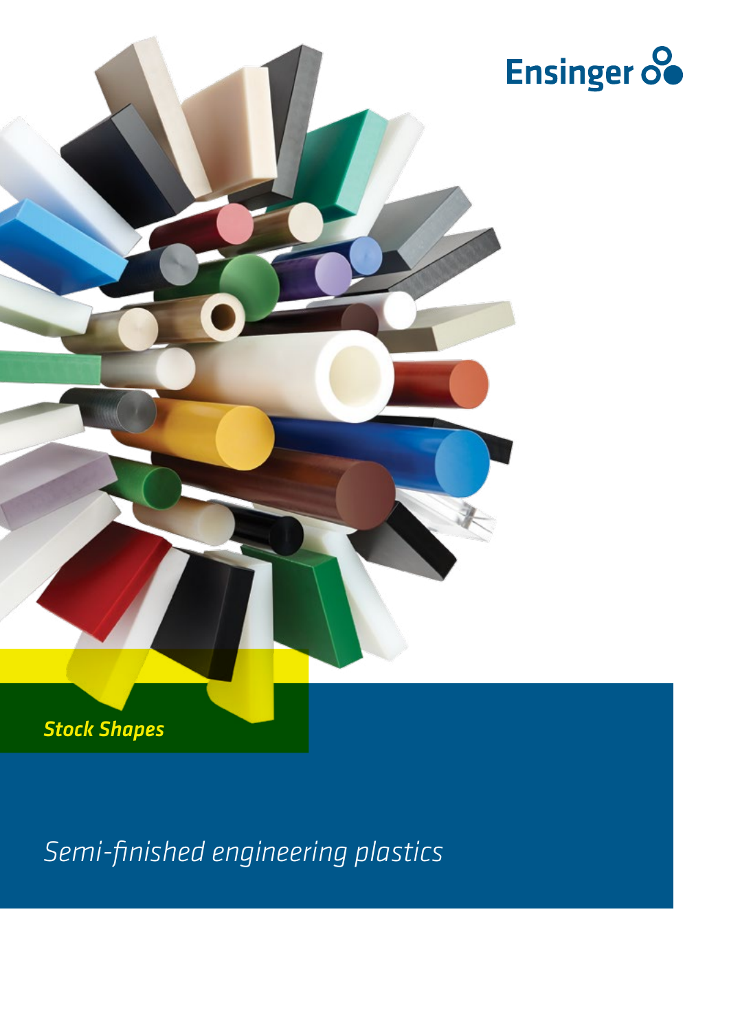Ensinger

# Stock Shapes

*Semi-finished engineering plastics*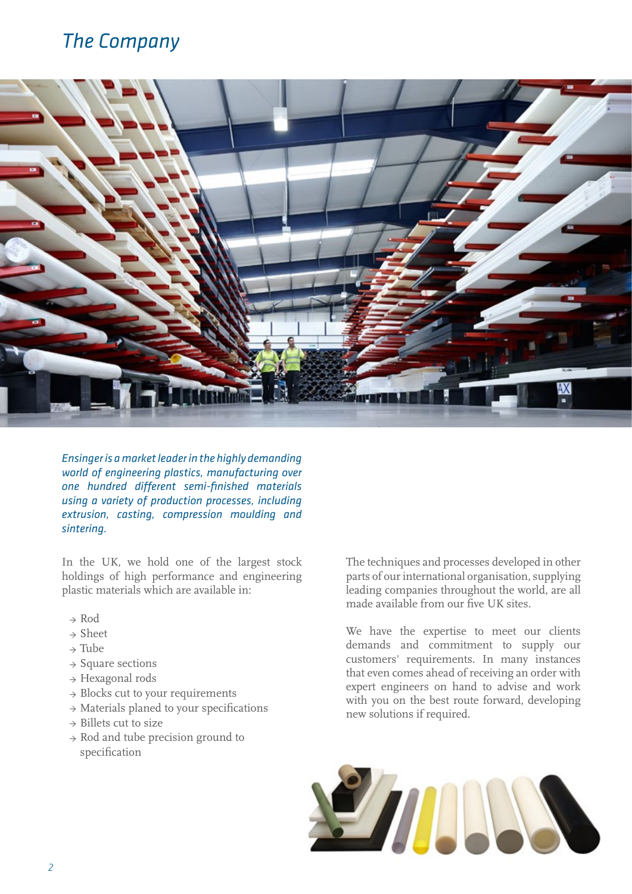# The Company

*Ensinger is a market leader in the highly demanding world of engineering plastics, manufacturing over one hundred different semi-finished materials using a variety of production processes, including extrusion, casting, compression moulding and sintering.*

In the UK, we hold one of the largest stock holdings of high performance and engineering plastic materials which are available in:

- Rod
- Sheet
- Tube
- Square sections
- Hexagonal rods
- Blocks cut to your requirements
- Materials planed to your specifications
- Billets cut to size
- Rod and tube precision ground to specification

The techniques and processes developed in other parts of our international organisation, supplying leading companies throughout the world, are all made available from our five UK sites.

We have the expertise to meet our clients demands and commitment to supply our customers' requirements. In many instances that even comes ahead of receiving an order with expert engineers on hand to advise and work with you on the best route forward, developing new solutions if required.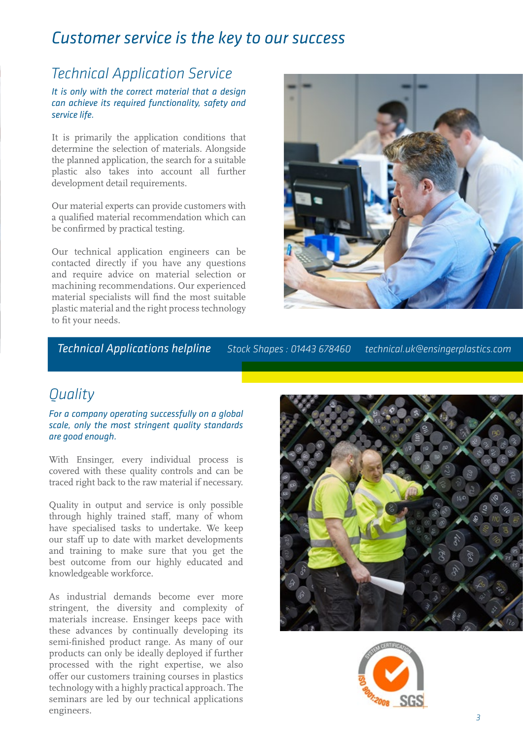# Customer service is the key to our success

## Technical Application Service

*It is only with the correct material that a design can achieve its required functionality, safety and service life.*

It is primarily the application conditions that determine the selection of materials. Alongside the planned application, the search for a suitable plastic also takes into account all further development detail requirements.

Our material experts can provide customers with a qualified material recommendation which can be confirmed by practical testing.

Our technical application engineers can be contacted directly if you have any questions and require advice on material selection or machining recommendations. Our experienced material specialists will find the most suitable plastic material and the right process technology to fit your needs.

*Technical Applications helpline* *Stock Shapes : 01443 678460* *technical.uk@ensingerplastics.com*

## Quality

*For a company operating successfully on a global scale, only the most stringent quality standards are good enough.*

With Ensinger, every individual process is covered with these quality controls and can be traced right back to the raw material if necessary.

Quality in output and service is only possible through highly trained staff, many of whom have specialised tasks to undertake. We keep our staff up to date with market developments and training to make sure that you get the best outcome from our highly educated and knowledgeable workforce.

As industrial demands become ever more stringent, the diversity and complexity of materials increase. Ensinger keeps pace with these advances by continually developing its semi-finished product range. As many of our products can only be ideally deployed if further processed with the right expertise, we also offer our customers training courses in plastics technology with a highly practical approach. The seminars are led by our technical applications engineers.

SYSTEM CERTIFICATION ISO 9001:2008 SGS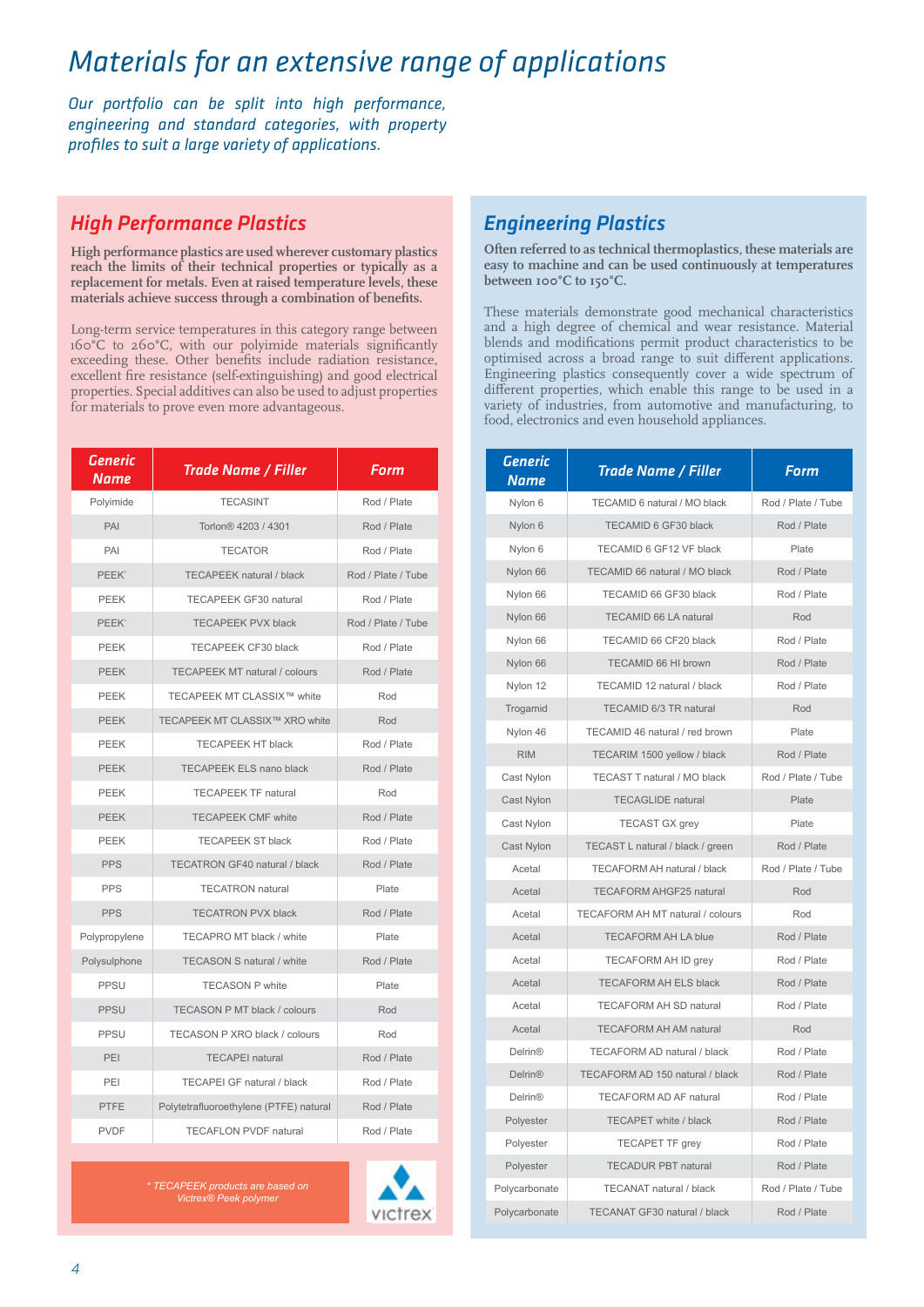# Materials for an extensive range of applications

*Our portfolio can be split into high performance, engineering and standard categories, with property profiles to suit a large variety of applications.*

## High Performance Plastics

**High performance plastics are used wherever customary plastics reach the limits of their technical properties or typically as a replacement for metals. Even at raised temperature levels, these materials achieve success through a combination of benefits.**

Long-term service temperatures in this category range between 160°C to 260°C, with our polyimide materials significantly exceeding these. Other benefits include radiation resistance, excellent fire resistance (self-extinguishing) and good electrical properties. Special additives can also be used to adjust properties for materials to prove even more advantageous.

| Generic Name | Trade Name / Filler | Form |
|---|---|---|
| Polyimide | TECASINT | Rod / Plate |
| PAI | Torlon® 4203 / 4301 | Rod / Plate |
| PAI | TECATOR | Rod / Plate |
| PEEK* | TECAPEEK natural / black | Rod / Plate / Tube |
| PEEK | TECAPEEK GF30 natural | Rod / Plate |
| PEEK* | TECAPEEK PVX black | Rod / Plate / Tube |
| PEEK | TECAPEEK CF30 black | Rod / Plate |
| PEEK | TECAPEEK MT natural / colours | Rod / Plate |
| PEEK | TECAPEEK MT CLASSIX™ white | Rod |
| PEEK | TECAPEEK MT CLASSIX™ XRO white | Rod |
| PEEK | TECAPEEK HT black | Rod / Plate |
| PEEK | TECAPEEK ELS nano black | Rod / Plate |
| PEEK | TECAPEEK TF natural | Rod |
| PEEK | TECAPEEK CMF white | Rod / Plate |
| PEEK | TECAPEEK ST black | Rod / Plate |
| PPS | TECATRON GF40 natural / black | Rod / Plate |
| PPS | TECATRON natural | Plate |
| PPS | TECATRON PVX black | Rod / Plate |
| Polypropylene | TECAPRO MT black / white | Plate |
| Polysulphone | TECASON S natural / white | Rod / Plate |
| PPSU | TECASON P white | Plate |
| PPSU | TECASON P MT black / colours | Rod |
| PPSU | TECASON P XRO black / colours | Rod |
| PEI | TECAPEI natural | Rod / Plate |
| PEI | TECAPEI GF natural / black | Rod / Plate |
| PTFE | Polytetrafluoroethylene (PTFE) natural | Rod / Plate |
| PVDF | TECAFLON PVDF natural | Rod / Plate |

*\* TECAPEEK products are based on Victrex® Peek polymer*

victrex

## Engineering Plastics

**Often referred to as technical thermoplastics, these materials are easy to machine and can be used continuously at temperatures between 100°C to 150°C.**

These materials demonstrate good mechanical characteristics and a high degree of chemical and wear resistance. Material blends and modifications permit product characteristics to be optimised across a broad range to suit different applications. Engineering plastics consequently cover a wide spectrum of different properties, which enable this range to be used in a variety of industries, from automotive and manufacturing, to food, electronics and even household appliances.

| Generic Name | Trade Name / Filler | Form |
|---|---|---|
| Nylon 6 | TECAMID 6 natural / MO black | Rod / Plate / Tube |
| Nylon 6 | TECAMID 6 GF30 black | Rod / Plate |
| Nylon 6 | TECAMID 6 GF12 VF black | Plate |
| Nylon 66 | TECAMID 66 natural / MO black | Rod / Plate |
| Nylon 66 | TECAMID 66 GF30 black | Rod / Plate |
| Nylon 66 | TECAMID 66 LA natural | Rod |
| Nylon 66 | TECAMID 66 CF20 black | Rod / Plate |
| Nylon 66 | TECAMID 66 HI brown | Rod / Plate |
| Nylon 12 | TECAMID 12 natural / black | Rod / Plate |
| Trogamid | TECAMID 6/3 TR natural | Rod |
| Nylon 46 | TECAMID 46 natural / red brown | Plate |
| RIM | TECARIM 1500 yellow / black | Rod / Plate |
| Cast Nylon | TECAST T natural / MO black | Rod / Plate / Tube |
| Cast Nylon | TECAGLIDE natural | Plate |
| Cast Nylon | TECAST GX grey | Plate |
| Cast Nylon | TECAST L natural / black / green | Rod / Plate |
| Acetal | TECAFORM AH natural / black | Rod / Plate / Tube |
| Acetal | TECAFORM AHGF25 natural | Rod |
| Acetal | TECAFORM AH MT natural / colours | Rod |
| Acetal | TECAFORM AH LA blue | Rod / Plate |
| Acetal | TECAFORM AH ID grey | Rod / Plate |
| Acetal | TECAFORM AH ELS black | Rod / Plate |
| Acetal | TECAFORM AH SD natural | Rod / Plate |
| Acetal | TECAFORM AH AM natural | Rod |
| Delrin® | TECAFORM AD natural / black | Rod / Plate |
| Delrin® | TECAFORM AD 150 natural / black | Rod / Plate |
| Delrin® | TECAFORM AD AF natural | Rod / Plate |
| Polyester | TECAPET white / black | Rod / Plate |
| Polyester | TECAPET TF grey | Rod / Plate |
| Polyester | TECADUR PBT natural | Rod / Plate |
| Polycarbonate | TECANAT natural / black | Rod / Plate / Tube |
| Polycarbonate | TECANAT GF30 natural / black | Rod / Plate |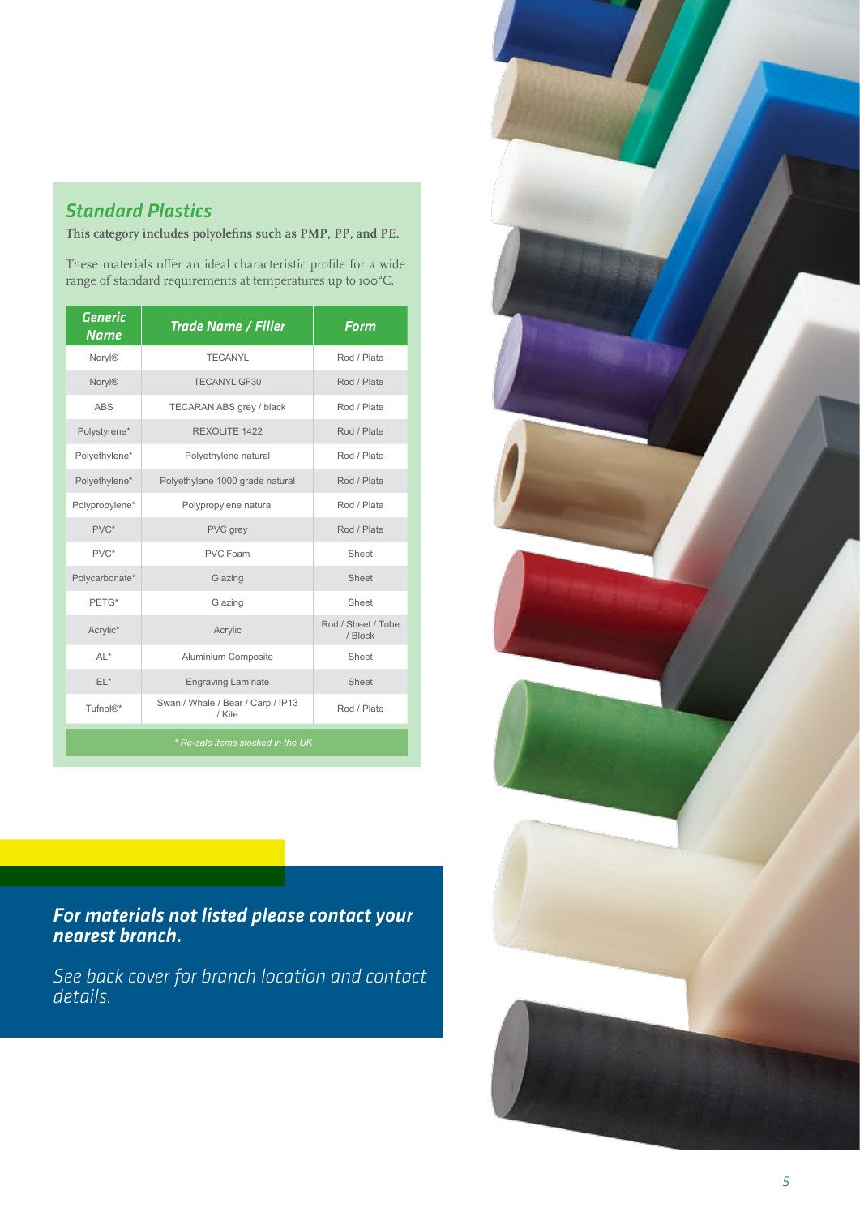## Standard Plastics

**This category includes polyolefins such as PMP, PP, and PE.**

These materials offer an ideal characteristic profile for a wide range of standard requirements at temperatures up to 100°C.

| Generic Name | Trade Name / Filler | Form |
|---|---|---|
| Noryl® | TECANYL | Rod / Plate |
| Noryl® | TECANYL GF30 | Rod / Plate |
| ABS | TECARAN ABS grey / black | Rod / Plate |
| Polystyrene* | REXOLITE 1422 | Rod / Plate |
| Polyethylene* | Polyethylene natural | Rod / Plate |
| Polyethylene* | Polyethylene 1000 grade natural | Rod / Plate |
| Polypropylene* | Polypropylene natural | Rod / Plate |
| PVC* | PVC grey | Rod / Plate |
| PVC* | PVC Foam | Sheet |
| Polycarbonate* | Glazing | Sheet |
| PETG* | Glazing | Sheet |
| Acrylic* | Acrylic | Rod / Sheet / Tube / Block |
| AL* | Aluminium Composite | Sheet |
| EL* | Engraving Laminate | Sheet |
| Tufnol®* | Swan / Whale / Bear / Carp / IP13 / Kite | Rod / Plate |

*\* Re-sale items stocked in the UK*

***For materials not listed please contact your nearest branch.***

*See back cover for branch location and contact details.*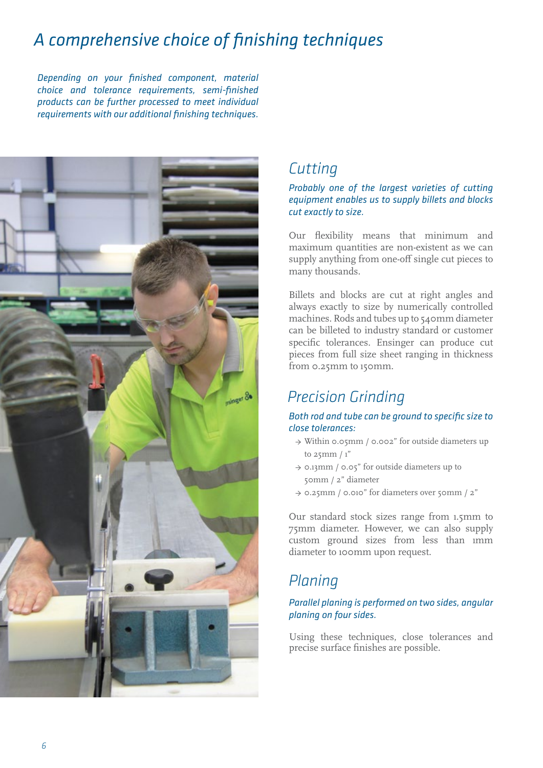# A comprehensive choice of finishing techniques

*Depending on your finished component, material choice and tolerance requirements, semi-finished products can be further processed to meet individual requirements with our additional finishing techniques.*

## Cutting

*Probably one of the largest varieties of cutting equipment enables us to supply billets and blocks cut exactly to size.*

Our flexibility means that minimum and maximum quantities are non-existent as we can supply anything from one-off single cut pieces to many thousands.

Billets and blocks are cut at right angles and always exactly to size by numerically controlled machines. Rods and tubes up to 540mm diameter can be billeted to industry standard or customer specific tolerances. Ensinger can produce cut pieces from full size sheet ranging in thickness from 0.25mm to 150mm.

## Precision Grinding

*Both rod and tube can be ground to specific size to close tolerances:*

- Within 0.05mm / 0.002" for outside diameters up to 25mm / 1"
- 0.13mm / 0.05" for outside diameters up to 50mm / 2" diameter
- 0.25mm / 0.010" for diameters over 50mm / 2"

Our standard stock sizes range from 1.5mm to 75mm diameter. However, we can also supply custom ground sizes from less than 1mm diameter to 100mm upon request.

## Planing

*Parallel planing is performed on two sides, angular planing on four sides.*

Using these techniques, close tolerances and precise surface finishes are possible.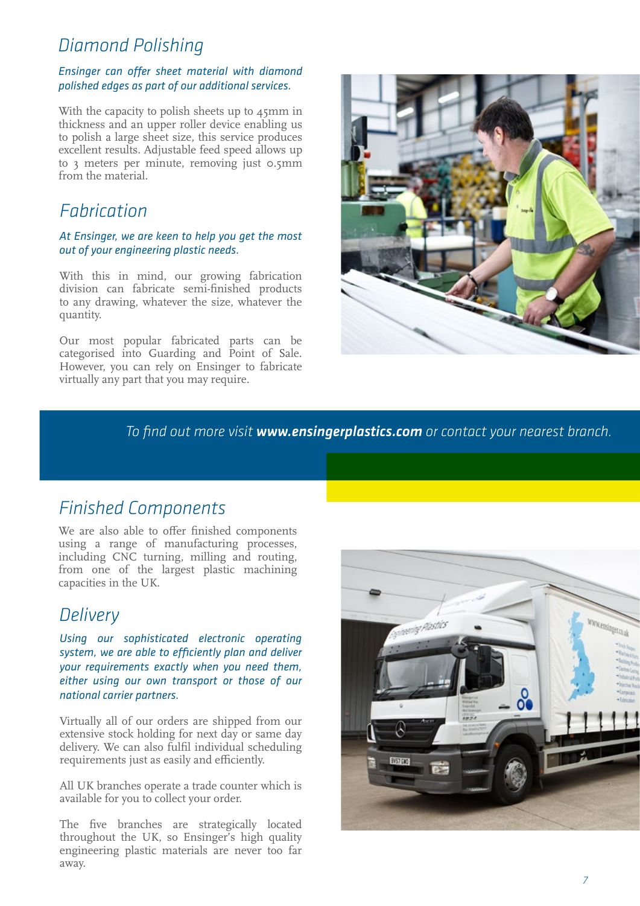## Diamond Polishing

*Ensinger can offer sheet material with diamond polished edges as part of our additional services.*

With the capacity to polish sheets up to 45mm in thickness and an upper roller device enabling us to polish a large sheet size, this service produces excellent results. Adjustable feed speed allows up to 3 meters per minute, removing just 0.5mm from the material.

## Fabrication

*At Ensinger, we are keen to help you get the most out of your engineering plastic needs.*

With this in mind, our growing fabrication division can fabricate semi-finished products to any drawing, whatever the size, whatever the quantity.

Our most popular fabricated parts can be categorised into Guarding and Point of Sale. However, you can rely on Ensinger to fabricate virtually any part that you may require.

*To find out more visit* ***www.ensingerplastics.com*** *or contact your nearest branch.*

## Finished Components

We are also able to offer finished components using a range of manufacturing processes, including CNC turning, milling and routing, from one of the largest plastic machining capacities in the UK.

## Delivery

*Using our sophisticated electronic operating system, we are able to efficiently plan and deliver your requirements exactly when you need them, either using our own transport or those of our national carrier partners.*

Virtually all of our orders are shipped from our extensive stock holding for next day or same day delivery. We can also fulfil individual scheduling requirements just as easily and efficiently.

All UK branches operate a trade counter which is available for you to collect your order.

The five branches are strategically located throughout the UK, so Ensinger's high quality engineering plastic materials are never too far away.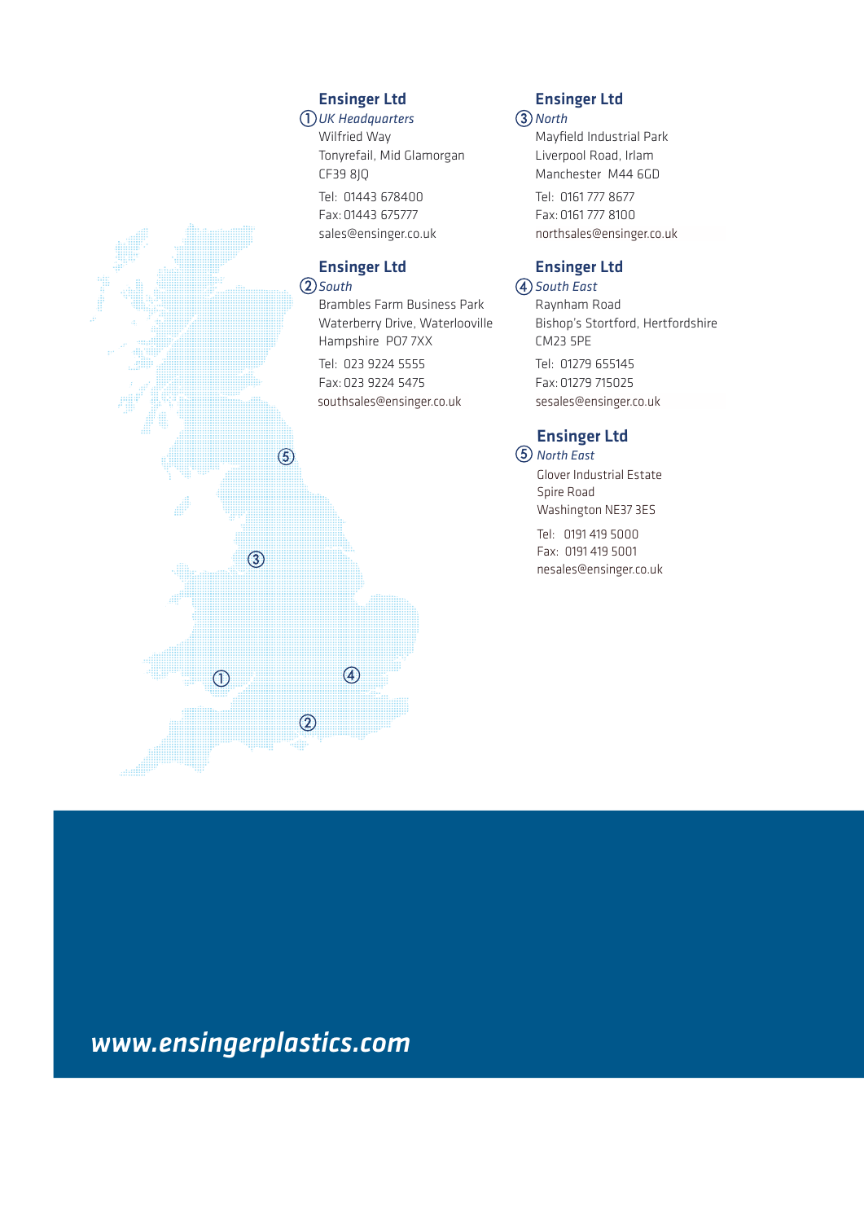## Ensinger Ltd

① *UK Headquarters*

Wilfried Way
Tonyrefail, Mid Glamorgan
CF39 8JQ

Tel: 01443 678400
Fax: 01443 675777
sales@ensinger.co.uk

## Ensinger Ltd

② *South*

Brambles Farm Business Park
Waterberry Drive, Waterlooville
Hampshire PO7 7XX

Tel: 023 9224 5555
Fax: 023 9224 5475
southsales@ensinger.co.uk

## Ensinger Ltd

③ *North*

Mayfield Industrial Park
Liverpool Road, Irlam
Manchester M44 6GD

Tel: 0161 777 8677
Fax: 0161 777 8100
northsales@ensinger.co.uk

## Ensinger Ltd

④ *South East*

Raynham Road
Bishop's Stortford, Hertfordshire
CM23 5PE

Tel: 01279 655145
Fax: 01279 715025
sesales@ensinger.co.uk

## Ensinger Ltd

⑤ *North East*

Glover Industrial Estate
Spire Road
Washington NE37 3ES

Tel: 0191 419 5000
Fax: 0191 419 5001
nesales@ensinger.co.uk

***www.ensingerplastics.com***